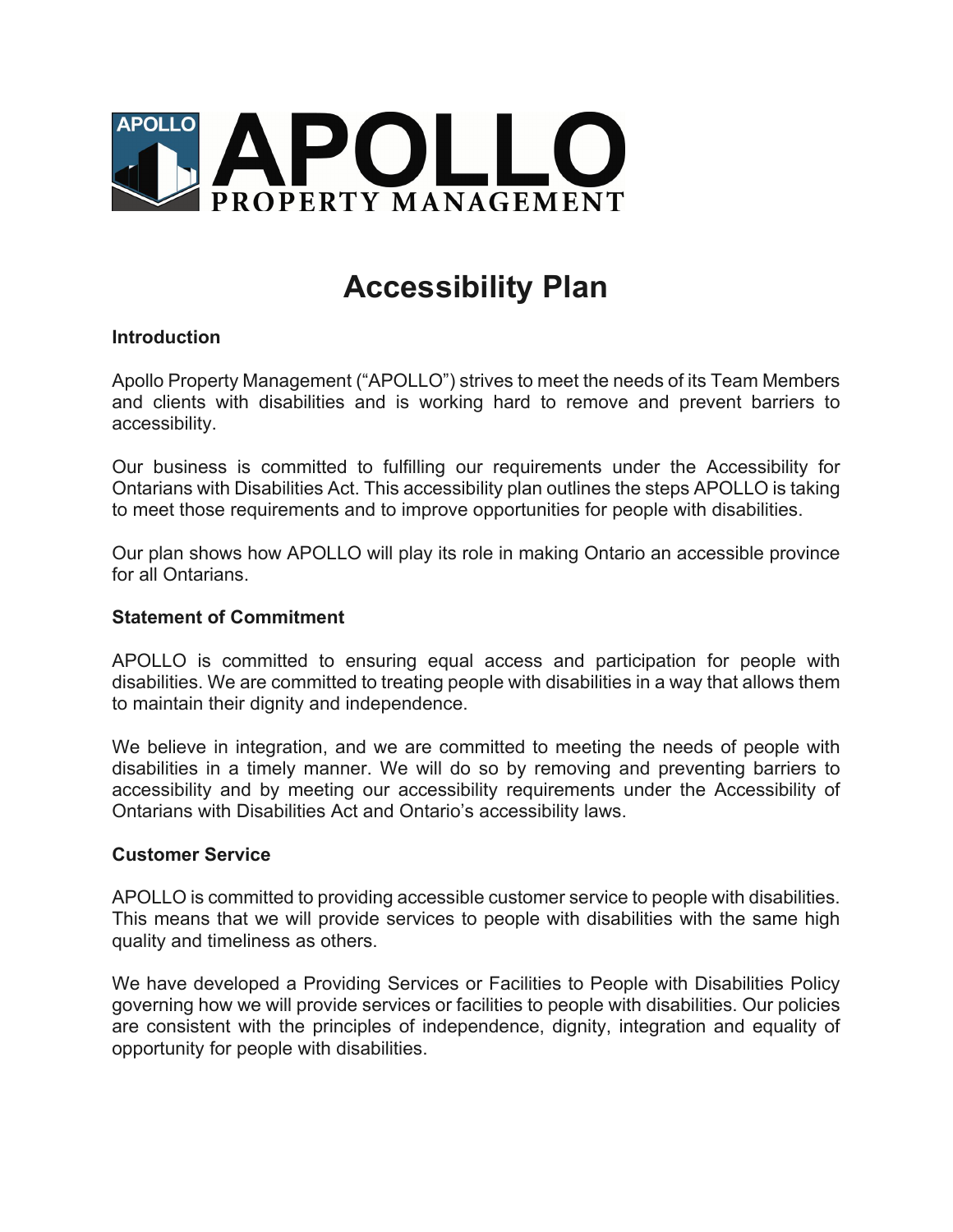APOLLO PROPERTY MANAGEMENT

# Accessibility Plan

**Introduction**

Apollo Property Management ("APOLLO") strives to meet the needs of its Team Members and clients with disabilities and is working hard to remove and prevent barriers to accessibility.

Our business is committed to fulfilling our requirements under the Accessibility for Ontarians with Disabilities Act. This accessibility plan outlines the steps APOLLO is taking to meet those requirements and to improve opportunities for people with disabilities.

Our plan shows how APOLLO will play its role in making Ontario an accessible province for all Ontarians.

**Statement of Commitment**

APOLLO is committed to ensuring equal access and participation for people with disabilities. We are committed to treating people with disabilities in a way that allows them to maintain their dignity and independence.

We believe in integration, and we are committed to meeting the needs of people with disabilities in a timely manner. We will do so by removing and preventing barriers to accessibility and by meeting our accessibility requirements under the Accessibility of Ontarians with Disabilities Act and Ontario's accessibility laws.

**Customer Service**

APOLLO is committed to providing accessible customer service to people with disabilities. This means that we will provide services to people with disabilities with the same high quality and timeliness as others.

We have developed a Providing Services or Facilities to People with Disabilities Policy governing how we will provide services or facilities to people with disabilities. Our policies are consistent with the principles of independence, dignity, integration and equality of opportunity for people with disabilities.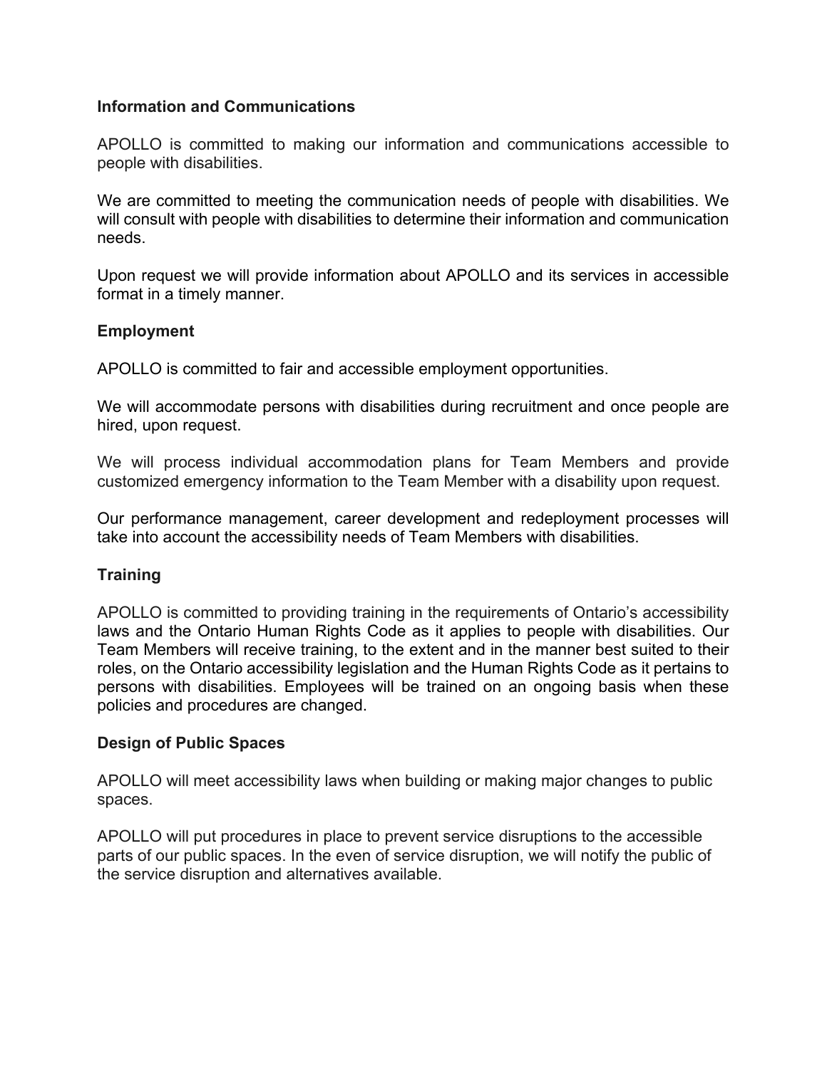**Information and Communications**

APOLLO is committed to making our information and communications accessible to people with disabilities.

We are committed to meeting the communication needs of people with disabilities. We will consult with people with disabilities to determine their information and communication needs.

Upon request we will provide information about APOLLO and its services in accessible format in a timely manner.

**Employment**

APOLLO is committed to fair and accessible employment opportunities.

We will accommodate persons with disabilities during recruitment and once people are hired, upon request.

We will process individual accommodation plans for Team Members and provide customized emergency information to the Team Member with a disability upon request.

Our performance management, career development and redeployment processes will take into account the accessibility needs of Team Members with disabilities.

**Training**

APOLLO is committed to providing training in the requirements of Ontario's accessibility laws and the Ontario Human Rights Code as it applies to people with disabilities. Our Team Members will receive training, to the extent and in the manner best suited to their roles, on the Ontario accessibility legislation and the Human Rights Code as it pertains to persons with disabilities. Employees will be trained on an ongoing basis when these policies and procedures are changed.

**Design of Public Spaces**

APOLLO will meet accessibility laws when building or making major changes to public spaces.

APOLLO will put procedures in place to prevent service disruptions to the accessible parts of our public spaces. In the even of service disruption, we will notify the public of the service disruption and alternatives available.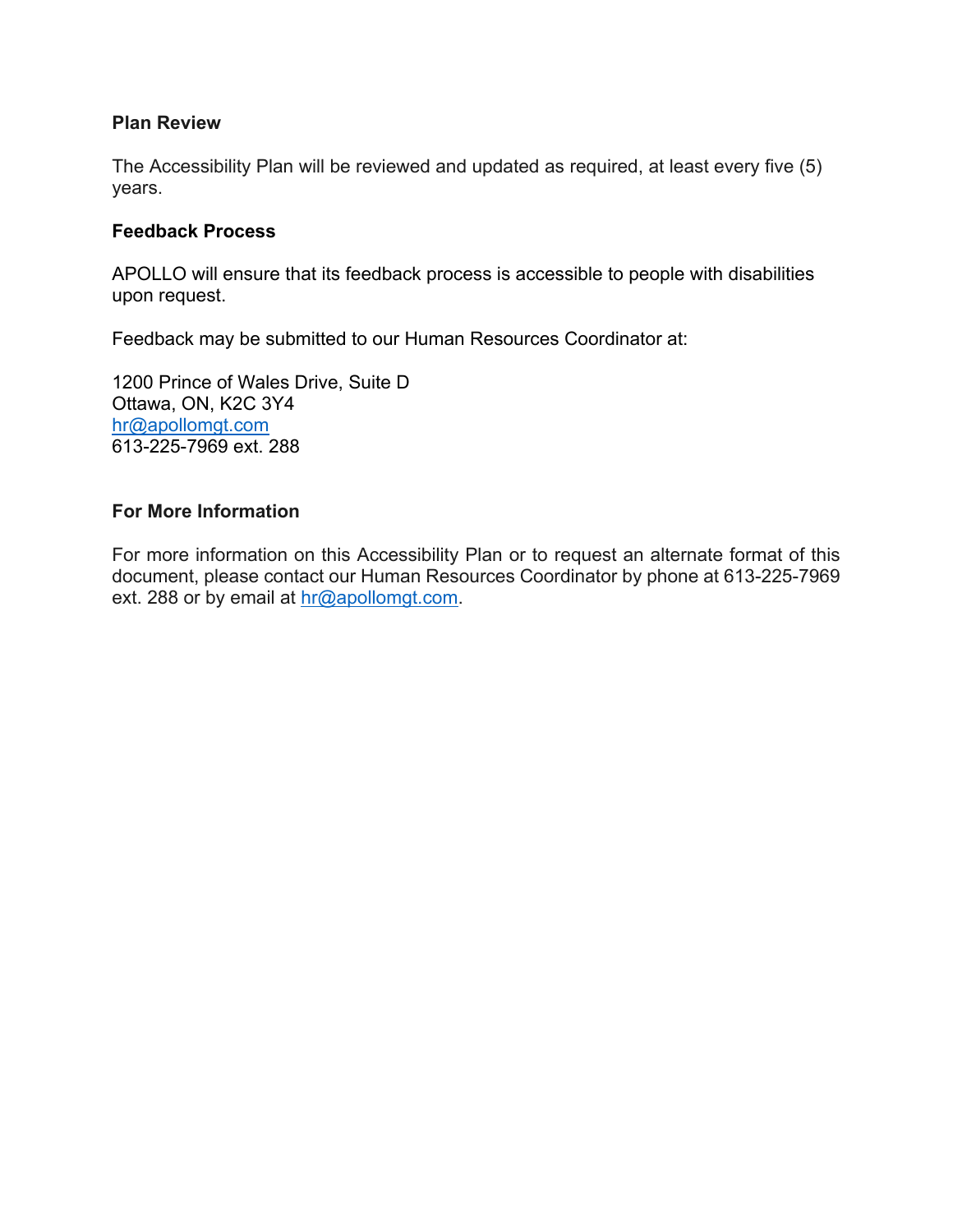## Plan Review

The Accessibility Plan will be reviewed and updated as required, at least every five (5) years.

## Feedback Process

APOLLO will ensure that its feedback process is accessible to people with disabilities upon request.

Feedback may be submitted to our Human Resources Coordinator at:

1200 Prince of Wales Drive, Suite D
Ottawa, ON, K2C 3Y4
hr@apollomgt.com
613-225-7969 ext. 288

## For More Information

For more information on this Accessibility Plan or to request an alternate format of this document, please contact our Human Resources Coordinator by phone at 613-225-7969 ext. 288 or by email at hr@apollomgt.com.